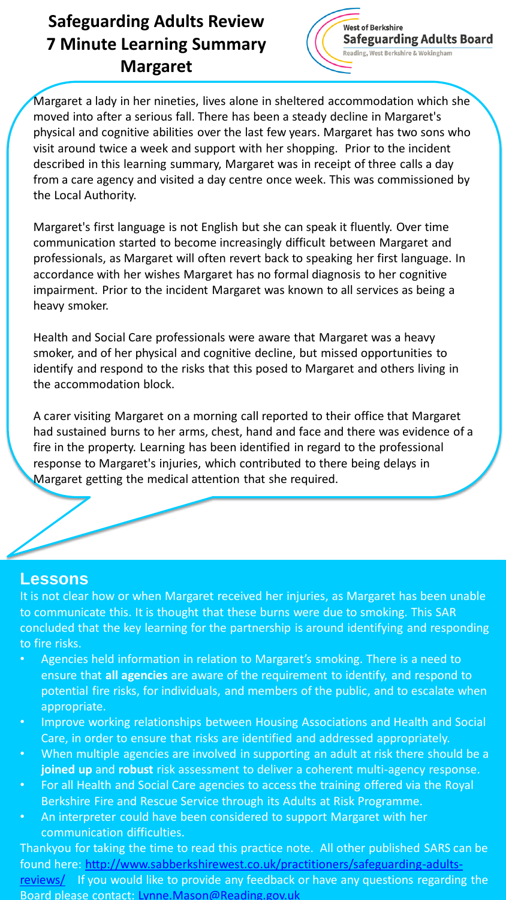# Safeguarding Adults Review 7 Minute Learning Summary Margaret

West of Berkshire
**Safeguarding Adults Board**
Reading, West Berkshire & Wokingham

Margaret a lady in her nineties, lives alone in sheltered accommodation which she moved into after a serious fall. There has been a steady decline in Margaret's physical and cognitive abilities over the last few years. Margaret has two sons who visit around twice a week and support with her shopping. Prior to the incident described in this learning summary, Margaret was in receipt of three calls a day from a care agency and visited a day centre once week. This was commissioned by the Local Authority.

Margaret's first language is not English but she can speak it fluently. Over time communication started to become increasingly difficult between Margaret and professionals, as Margaret will often revert back to speaking her first language. In accordance with her wishes Margaret has no formal diagnosis to her cognitive impairment. Prior to the incident Margaret was known to all services as being a heavy smoker.

Health and Social Care professionals were aware that Margaret was a heavy smoker, and of her physical and cognitive decline, but missed opportunities to identify and respond to the risks that this posed to Margaret and others living in the accommodation block.

A carer visiting Margaret on a morning call reported to their office that Margaret had sustained burns to her arms, chest, hand and face and there was evidence of a fire in the property. Learning has been identified in regard to the professional response to Margaret's injuries, which contributed to there being delays in Margaret getting the medical attention that she required.

## Lessons

It is not clear how or when Margaret received her injuries, as Margaret has been unable to communicate this. It is thought that these burns were due to smoking. This SAR concluded that the key learning for the partnership is around identifying and responding to fire risks.

- Agencies held information in relation to Margaret's smoking. There is a need to ensure that **all agencies** are aware of the requirement to identify, and respond to potential fire risks, for individuals, and members of the public, and to escalate when appropriate.
- Improve working relationships between Housing Associations and Health and Social Care, in order to ensure that risks are identified and addressed appropriately.
- When multiple agencies are involved in supporting an adult at risk there should be a **joined up** and **robust** risk assessment to deliver a coherent multi-agency response.
- For all Health and Social Care agencies to access the training offered via the Royal Berkshire Fire and Rescue Service through its Adults at Risk Programme.
- An interpreter could have been considered to support Margaret with her communication difficulties.

Thankyou for taking the time to read this practice note. All other published SARS can be found here: [http://www.sabberkshirewest.co.uk/practitioners/safeguarding-adults-reviews/](http://www.sabberkshirewest.co.uk/practitioners/safeguarding-adults-reviews/) If you would like to provide any feedback or have any questions regarding the Board please contact: Lynne.Mason@Reading.gov.uk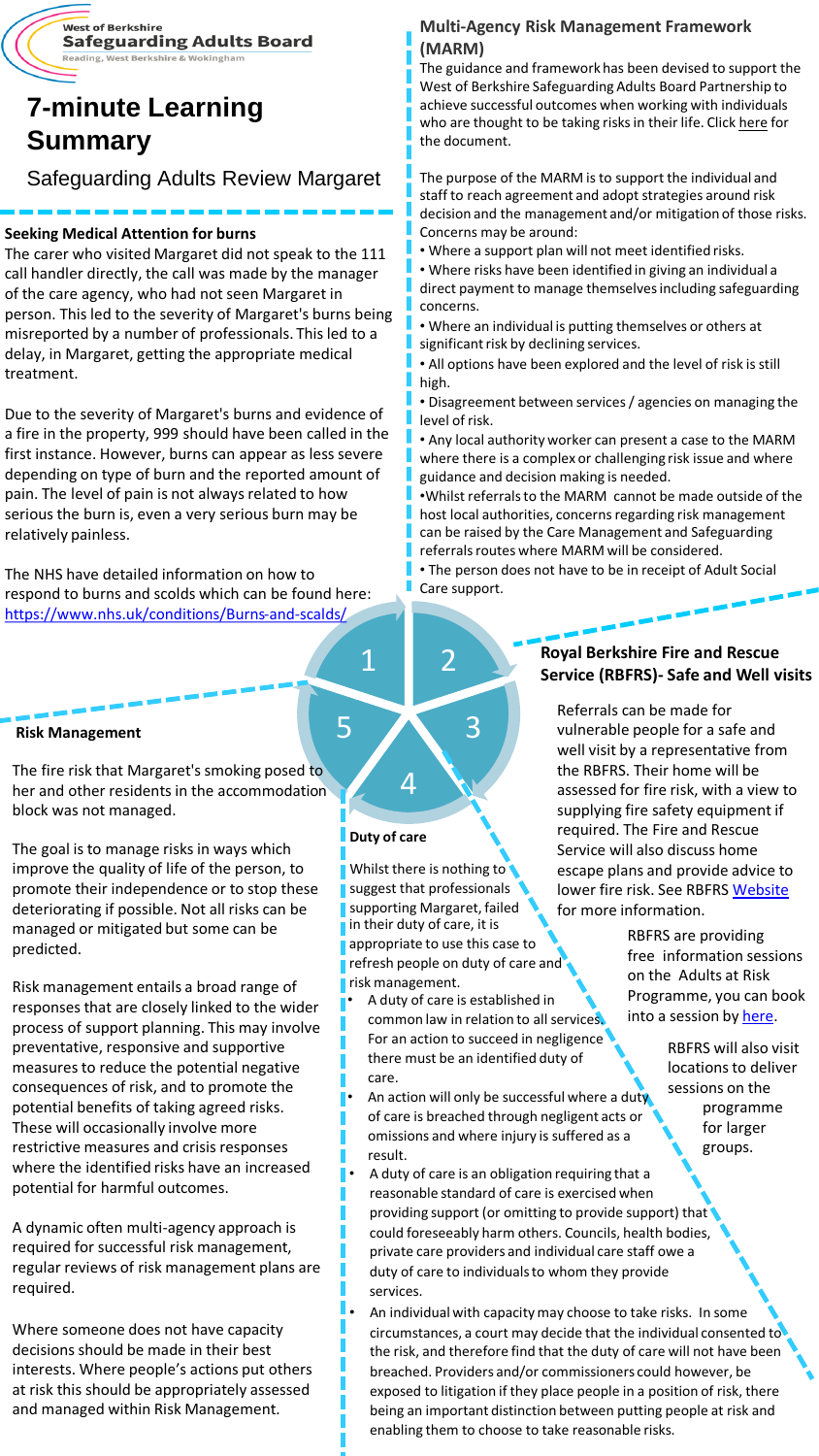West of Berkshire **Safeguarding Adults Board**
Reading, West Berkshire & Wokingham

# 7-minute Learning Summary

Safeguarding Adults Review Margaret

## 1. Seeking Medical Attention for burns

The carer who visited Margaret did not speak to the 111 call handler directly, the call was made by the manager of the care agency, who had not seen Margaret in person. This led to the severity of Margaret's burns being misreported by a number of professionals. This led to a delay, in Margaret, getting the appropriate medical treatment.

Due to the severity of Margaret's burns and evidence of a fire in the property, 999 should have been called in the first instance. However, burns can appear as less severe depending on type of burn and the reported amount of pain. The level of pain is not always related to how serious the burn is, even a very serious burn may be relatively painless.

The NHS have detailed information on how to respond to burns and scolds which can be found here: https://www.nhs.uk/conditions/Burns-and-scalds/

## 2. Multi-Agency Risk Management Framework (MARM)

The guidance and framework has been devised to support the West of Berkshire Safeguarding Adults Board Partnership to achieve successful outcomes when working with individuals who are thought to be taking risks in their life. Click here for the document.

The purpose of the MARM is to support the individual and staff to reach agreement and adopt strategies around risk decision and the management and/or mitigation of those risks. Concerns may be around:

- Where a support plan will not meet identified risks.
- Where risks have been identified in giving an individual a direct payment to manage themselves including safeguarding concerns.
- Where an individual is putting themselves or others at significant risk by declining services.
- All options have been explored and the level of risk is still high.
- Disagreement between services / agencies on managing the level of risk.
- Any local authority worker can present a case to the MARM where there is a complex or challenging risk issue and where guidance and decision making is needed.
- Whilst referrals to the MARM cannot be made outside of the host local authorities, concerns regarding risk management can be raised by the Care Management and Safeguarding referrals routes where MARM will be considered.
- The person does not have to be in receipt of Adult Social Care support.

## 3. Royal Berkshire Fire and Rescue Service (RBFRS)- Safe and Well visits

Referrals can be made for vulnerable people for a safe and well visit by a representative from the RBFRS. Their home will be assessed for fire risk, with a view to supplying fire safety equipment if required. The Fire and Rescue Service will also discuss home escape plans and provide advice to lower fire risk. See RBFRS Website for more information.

RBFRS are providing free information sessions on the Adults at Risk Programme, you can book into a session by here.

RBFRS will also visit locations to deliver sessions on the programme for larger groups.

## 4. Duty of care

Whilst there is nothing to suggest that professionals supporting Margaret, failed in their duty of care, it is appropriate to use this case to refresh people on duty of care and risk management.

- A duty of care is established in common law in relation to all services. For an action to succeed in negligence there must be an identified duty of care.
- An action will only be successful where a duty of care is breached through negligent acts or omissions and where injury is suffered as a result.
- A duty of care is an obligation requiring that a reasonable standard of care is exercised when providing support (or omitting to provide support) that could foreseeably harm others. Councils, health bodies, private care providers and individual care staff owe a duty of care to individuals to whom they provide services.
- An individual with capacity may choose to take risks. In some circumstances, a court may decide that the individual consented to the risk, and therefore find that the duty of care will not have been breached. Providers and/or commissioners could however, be exposed to litigation if they place people in a position of risk, there being an important distinction between putting people at risk and enabling them to choose to take reasonable risks.

## 5. Risk Management

The fire risk that Margaret's smoking posed to her and other residents in the accommodation block was not managed.

The goal is to manage risks in ways which improve the quality of life of the person, to promote their independence or to stop these deteriorating if possible. Not all risks can be managed or mitigated but some can be predicted.

Risk management entails a broad range of responses that are closely linked to the wider process of support planning. This may involve preventative, responsive and supportive measures to reduce the potential negative consequences of risk, and to promote the potential benefits of taking agreed risks. These will occasionally involve more restrictive measures and crisis responses where the identified risks have an increased potential for harmful outcomes.

A dynamic often multi-agency approach is required for successful risk management, regular reviews of risk management plans are required.

Where someone does not have capacity decisions should be made in their best interests. Where people's actions put others at risk this should be appropriately assessed and managed within Risk Management.